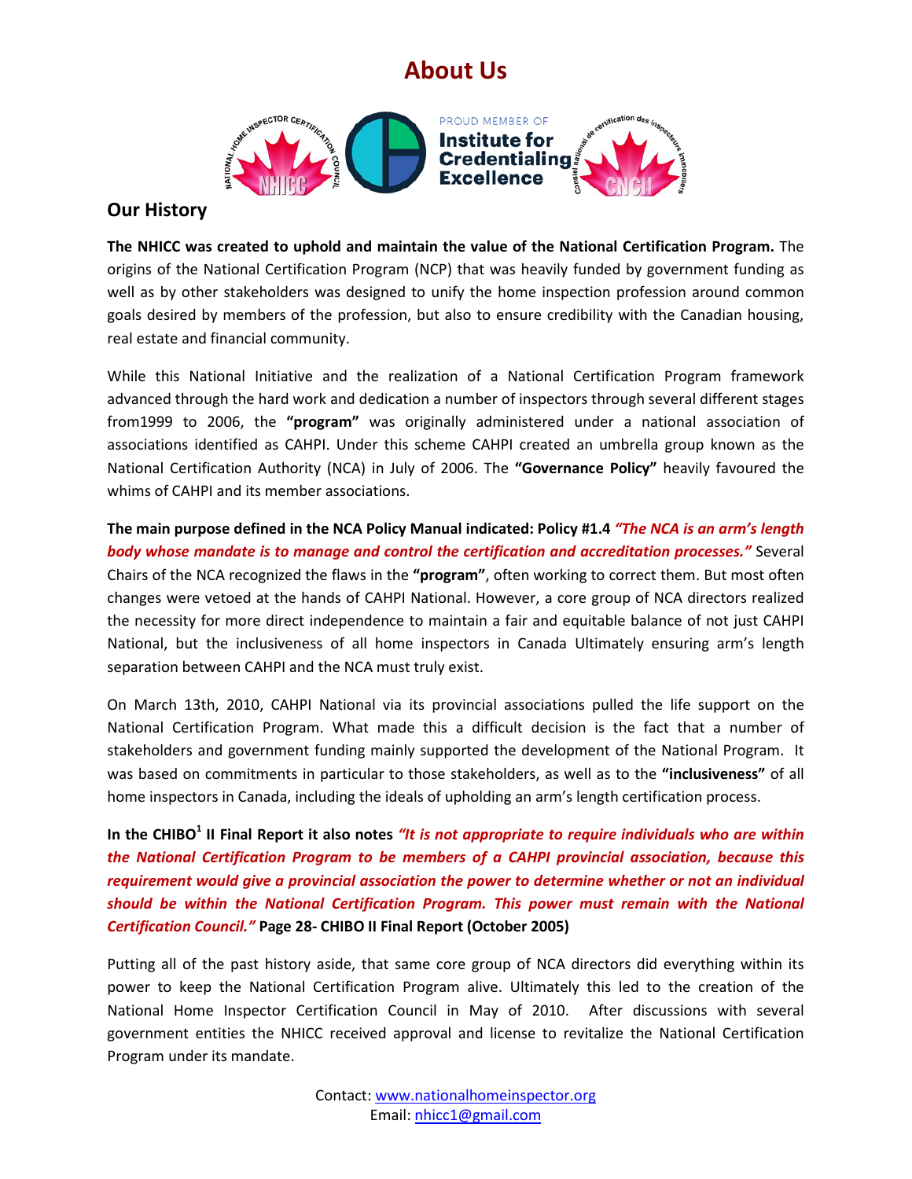# About Us

## Our History

**The NHICC was created to uphold and maintain the value of the National Certification Program.** The origins of the National Certification Program (NCP) that was heavily funded by government funding as well as by other stakeholders was designed to unify the home inspection profession around common goals desired by members of the profession, but also to ensure credibility with the Canadian housing, real estate and financial community.

While this National Initiative and the realization of a National Certification Program framework advanced through the hard work and dedication a number of inspectors through several different stages from1999 to 2006, the **"program"** was originally administered under a national association of associations identified as CAHPI. Under this scheme CAHPI created an umbrella group known as the National Certification Authority (NCA) in July of 2006. The **"Governance Policy"** heavily favoured the whims of CAHPI and its member associations.

**The main purpose defined in the NCA Policy Manual indicated: Policy #1.4** ***"The NCA is an arm's length body whose mandate is to manage and control the certification and accreditation processes."*** Several Chairs of the NCA recognized the flaws in the **"program"**, often working to correct them. But most often changes were vetoed at the hands of CAHPI National. However, a core group of NCA directors realized the necessity for more direct independence to maintain a fair and equitable balance of not just CAHPI National, but the inclusiveness of all home inspectors in Canada Ultimately ensuring arm's length separation between CAHPI and the NCA must truly exist.

On March 13th, 2010, CAHPI National via its provincial associations pulled the life support on the National Certification Program. What made this a difficult decision is the fact that a number of stakeholders and government funding mainly supported the development of the National Program. It was based on commitments in particular to those stakeholders, as well as to the **"inclusiveness"** of all home inspectors in Canada, including the ideals of upholding an arm's length certification process.

**In the CHIBO[1] II Final Report it also notes** ***"It is not appropriate to require individuals who are within the National Certification Program to be members of a CAHPI provincial association, because this requirement would give a provincial association the power to determine whether or not an individual should be within the National Certification Program. This power must remain with the National Certification Council."*** **Page 28- CHIBO II Final Report (October 2005)**

Putting all of the past history aside, that same core group of NCA directors did everything within its power to keep the National Certification Program alive. Ultimately this led to the creation of the National Home Inspector Certification Council in May of 2010. After discussions with several government entities the NHICC received approval and license to revitalize the National Certification Program under its mandate.

Contact: www.nationalhomeinspector.org
Email: nhicc1@gmail.com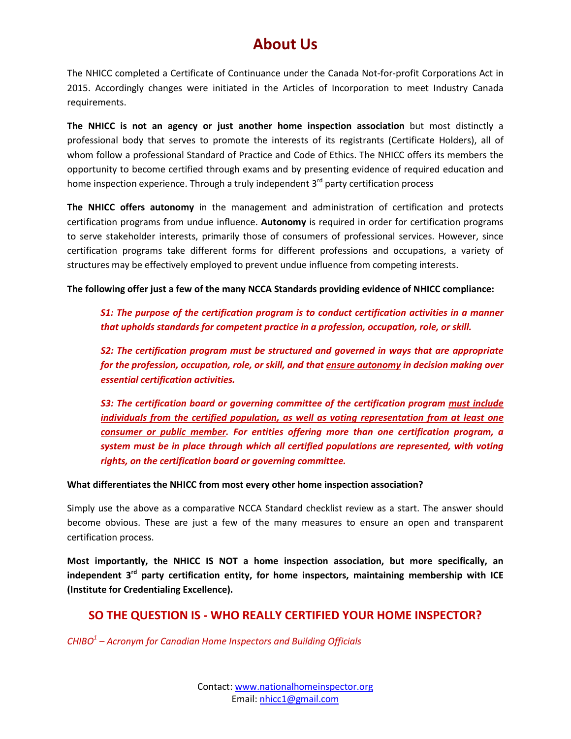# About Us

The NHICC completed a Certificate of Continuance under the Canada Not-for-profit Corporations Act in 2015. Accordingly changes were initiated in the Articles of Incorporation to meet Industry Canada requirements.

**The NHICC is not an agency or just another home inspection association** but most distinctly a professional body that serves to promote the interests of its registrants (Certificate Holders), all of whom follow a professional Standard of Practice and Code of Ethics. The NHICC offers its members the opportunity to become certified through exams and by presenting evidence of required education and home inspection experience. Through a truly independent 3rd party certification process

**The NHICC offers autonomy** in the management and administration of certification and protects certification programs from undue influence. **Autonomy** is required in order for certification programs to serve stakeholder interests, primarily those of consumers of professional services. However, since certification programs take different forms for different professions and occupations, a variety of structures may be effectively employed to prevent undue influence from competing interests.

**The following offer just a few of the many NCCA Standards providing evidence of NHICC compliance:**

> ***S1: The purpose of the certification program is to conduct certification activities in a manner that upholds standards for competent practice in a profession, occupation, role, or skill.***
>
> ***S2: The certification program must be structured and governed in ways that are appropriate for the profession, occupation, role, or skill, and that ensure autonomy in decision making over essential certification activities.***
>
> ***S3: The certification board or governing committee of the certification program must include individuals from the certified population, as well as voting representation from at least one consumer or public member. For entities offering more than one certification program, a system must be in place through which all certified populations are represented, with voting rights, on the certification board or governing committee.***

**What differentiates the NHICC from most every other home inspection association?**

Simply use the above as a comparative NCCA Standard checklist review as a start. The answer should become obvious. These are just a few of the many measures to ensure an open and transparent certification process.

**Most importantly, the NHICC IS NOT a home inspection association, but more specifically, an independent 3rd party certification entity, for home inspectors, maintaining membership with ICE (Institute for Credentialing Excellence).**

## SO THE QUESTION IS - WHO REALLY CERTIFIED YOUR HOME INSPECTOR?

*CHIBO[1] – Acronym for Canadian Home Inspectors and Building Officials*

Contact: www.nationalhomeinspector.org
Email: nhicc1@gmail.com